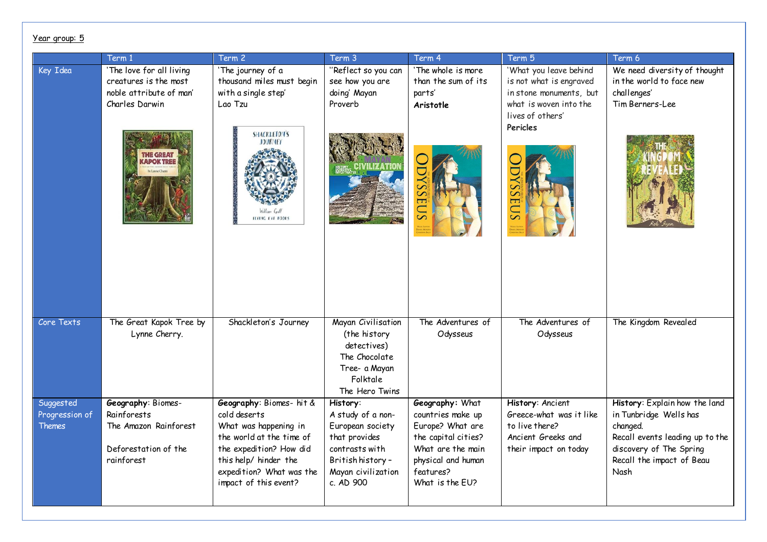Year group: 5

| | Term 1 | Term 2 | Term 3 | Term 4 | Term 5 | Term 6 |
|---|---|---|---|---|---|---|
| Key Idea | 'The love for all living creatures is the most noble attribute of man' Charles Darwin | 'The journey of a thousand miles must begin with a single step' Lao Tzu | ''Reflect so you can see how you are doing' Mayan Proverb | 'The whole is more than the sum of its parts' **Aristotle** | 'What you leave behind is not what is engraved in stone monuments, but what is woven into the lives of others' **Pericles** | We need diversity of thought in the world to face new challenges' Tim Berners-Lee |
| Core Texts | The Great Kapok Tree by Lynne Cherry. | Shackleton's Journey | Mayan Civilisation (the history detectives) The Chocolate Tree- a Mayan Folktale The Hero Twins | The Adventures of Odysseus | The Adventures of Odysseus | The Kingdom Revealed |
| Suggested Progression of Themes | **Geography**: Biomes- Rainforests The Amazon Rainforest Deforestation of the rainforest | **Geography**: Biomes- hit & cold deserts What was happening in the world at the time of the expedition? How did this help/ hinder the expedition? What was the impact of this event? | **History**: A study of a non-European society that provides contrasts with British history – Mayan civilization c. AD 900 | **Geography**: What countries make up Europe? What are the capital cities? What are the main physical and human features? What is the EU? | **History**: Ancient Greece-what was it like to live there? Ancient Greeks and their impact on today | **History**: Explain how the land in Tunbridge Wells has changed. Recall events leading up to the discovery of The Spring Recall the impact of Beau Nash |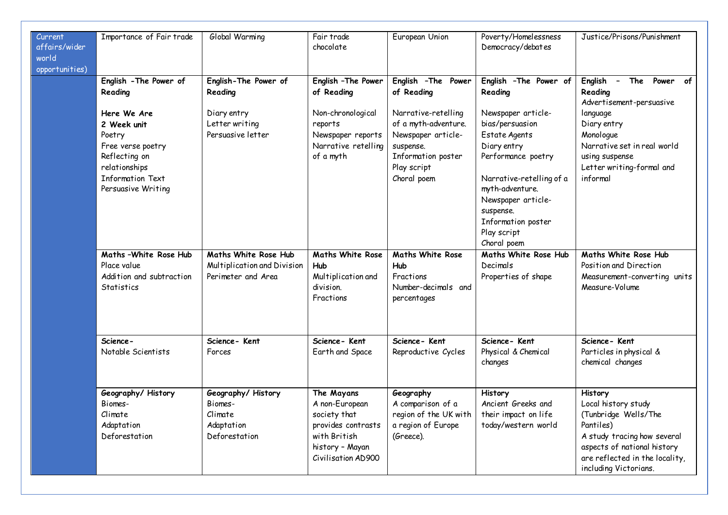| Current affairs/wider world opportunities) | Importance of Fair trade | Global Warming | Fair trade chocolate | European Union | Poverty/Homelessness<br>Democracy/debates | Justice/Prisons/Punishment |
|---|---|---|---|---|---|---|
| | **English –The Power of Reading**<br><br>**Here We Are**<br>**2 Week unit**<br>Poetry<br>Free verse poetry<br>Reflecting on relationships<br>Information Text<br>Persuasive Writing | **English-The Power of Reading**<br><br>Diary entry<br>Letter writing<br>Persuasive letter | **English –The Power of Reading**<br><br>Non-chronological reports<br>Newspaper reports<br>Narrative retelling of a myth | **English –The Power of Reading**<br><br>Narrative-retelling of a myth-adventure.<br>Newspaper article-suspense.<br>Information poster<br>Play script<br>Choral poem | **English –The Power of Reading**<br><br>Newspaper article-bias/persuasion<br>Estate Agents<br>Diary entry<br>Performance poetry<br><br>Narrative-retelling of a myth-adventure.<br>Newspaper article-suspense.<br>Information poster<br>Play script<br>Choral poem | **English – The Power of Reading**<br>Advertisement-persuasive language<br>Diary entry<br>Monologue<br>Narrative set in real world using suspense<br>Letter writing-formal and informal |
| | **Maths –White Rose Hub**<br>Place value<br>Addition and subtraction<br>Statistics | **Maths White Rose Hub**<br>Multiplication and Division<br>Perimeter and Area | **Maths White Rose Hub**<br>Multiplication and division.<br>Fractions | **Maths White Rose Hub**<br>Fractions<br>Number-decimals and percentages | **Maths White Rose Hub**<br>Decimals<br>Properties of shape | **Maths White Rose Hub**<br>Position and Direction<br>Measurement-converting units<br>Measure-Volume |
| | **Science-**<br>Notable Scientists | **Science- Kent**<br>Forces | **Science- Kent**<br>Earth and Space | **Science- Kent**<br>Reproductive Cycles | **Science- Kent**<br>Physical & Chemical changes | **Science- Kent**<br>Particles in physical & chemical changes |
| | **Geography/ History**<br>Biomes-<br>Climate<br>Adaptation<br>Deforestation | **Geography/ History**<br>Biomes-<br>Climate<br>Adaptation<br>Deforestation | **The Mayans**<br>A non-European society that provides contrasts with British history – Mayan Civilisation AD900 | **Geography**<br>A comparison of a region of the UK with a region of Europe (Greece). | **History**<br>Ancient Greeks and their impact on life today/western world | **History**<br>Local history study (Tunbridge Wells/The Pantiles)<br>A study tracing how several aspects of national history are reflected in the locality, including Victorians. |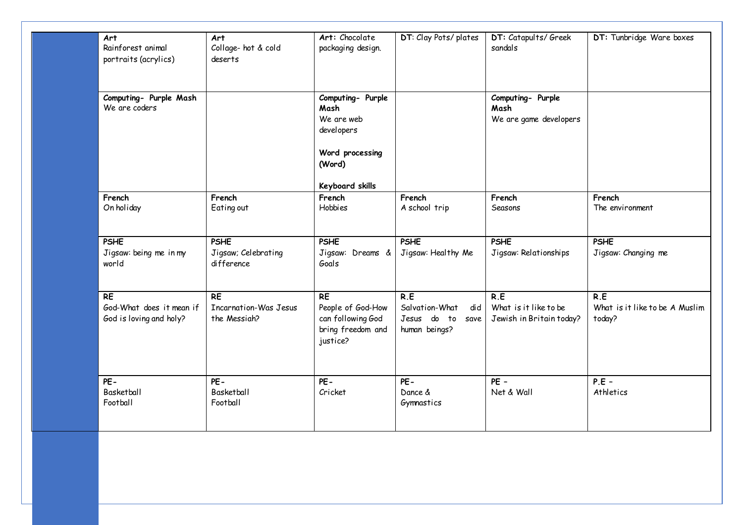| | | | | | |
|---|---|---|---|---|---|
| **Art**<br>Rainforest animal portraits (acrylics) | **Art**<br>Collage- hot & cold deserts | **Art:** Chocolate packaging design. | **DT**: Clay Pots/ plates | **DT:** Catapults/ Greek sandals | **DT:** Tunbridge Ware boxes |
| **Computing- Purple Mash**<br>We are coders | | **Computing- Purple Mash**<br>We are web developers<br><br>**Word processing (Word)**<br><br>**Keyboard skills** | | **Computing- Purple Mash**<br>We are game developers | |
| **French**<br>On holiday | **French**<br>Eating out | **French**<br>Hobbies | **French**<br>A school trip | **French**<br>Seasons | **French**<br>The environment |
| **PSHE**<br>Jigsaw: being me in my world | **PSHE**<br>Jigsaw; Celebrating difference | **PSHE**<br>Jigsaw: Dreams & Goals | **PSHE**<br>Jigsaw: Healthy Me | **PSHE**<br>Jigsaw: Relationships | **PSHE**<br>Jigsaw: Changing me |
| **RE**<br>God-What does it mean if God is loving and holy? | **RE**<br>Incarnation-Was Jesus the Messiah? | **RE**<br>People of God-How can following God bring freedom and justice? | **R.E**<br>Salvation-What did Jesus do to save human beings? | **R.E**<br>What is it like to be Jewish in Britain today? | **R.E**<br>What is it like to be A Muslim today? |
| **PE-**<br>Basketball<br>Football | **PE-**<br>Basketball<br>Football | **PE-**<br>Cricket | **PE-**<br>Dance &<br>Gymnastics | **PE –**<br>Net & Wall | **P.E –**<br>Athletics |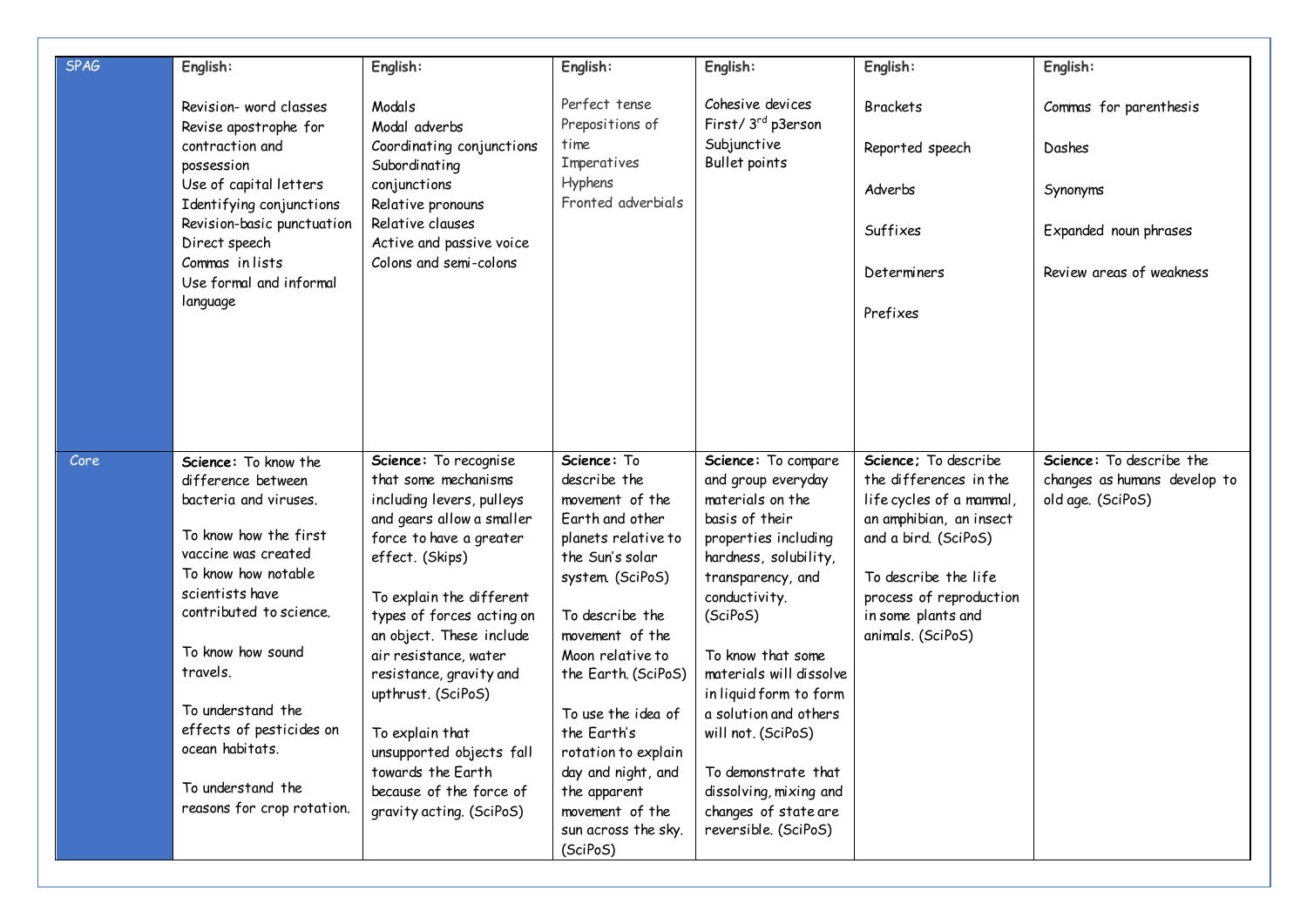| SPAG | English:<br><br>Revision- word classes<br>Revise apostrophe for contraction and possession<br>Use of capital letters<br>Identifying conjunctions<br>Revision-basic punctuation<br>Direct speech<br>Commas in lists<br>Use formal and informal language | English:<br><br>Modals<br>Modal adverbs<br>Coordinating conjunctions<br>Subordinating conjunctions<br>Relative pronouns<br>Relative clauses<br>Active and passive voice<br>Colons and semi-colons | English:<br><br>Perfect tense<br>Prepositions of time<br>Imperatives<br>Hyphens<br>Fronted adverbials | English:<br><br>Cohesive devices<br>First/ 3rd p3erson<br>Subjunctive<br>Bullet points | English:<br><br>Brackets<br><br>Reported speech<br><br>Adverbs<br><br>Suffixes<br><br>Determiners<br><br>Prefixes | English:<br><br>Commas for parenthesis<br><br>Dashes<br><br>Synonyms<br><br>Expanded noun phrases<br><br>Review areas of weakness |
|---|---|---|---|---|---|---|
| Core | **Science:** To know the difference between bacteria and viruses.<br><br>To know how the first vaccine was created<br>To know how notable scientists have contributed to science.<br><br>To know how sound travels.<br><br>To understand the effects of pesticides on ocean habitats.<br><br>To understand the reasons for crop rotation. | **Science:** To recognise that some mechanisms including levers, pulleys and gears allow a smaller force to have a greater effect. (Skips)<br><br>To explain the different types of forces acting on an object. These include air resistance, water resistance, gravity and upthrust. (SciPoS)<br><br>To explain that unsupported objects fall towards the Earth because of the force of gravity acting. (SciPoS) | **Science:** To describe the movement of the Earth and other planets relative to the Sun's solar system. (SciPoS)<br><br>To describe the movement of the Moon relative to the Earth. (SciPoS)<br><br>To use the idea of the Earth's rotation to explain day and night, and the apparent movement of the sun across the sky. (SciPoS) | **Science:** To compare and group everyday materials on the basis of their properties including hardness, solubility, transparency, and conductivity. (SciPoS)<br><br>To know that some materials will dissolve in liquid form to form a solution and others will not. (SciPoS)<br><br>To demonstrate that dissolving, mixing and changes of state are reversible. (SciPoS) | **Science;** To describe the differences in the life cycles of a mammal, an amphibian, an insect and a bird. (SciPoS)<br><br>To describe the life process of reproduction in some plants and animals. (SciPoS) | **Science:** To describe the changes as humans develop to old age. (SciPoS) |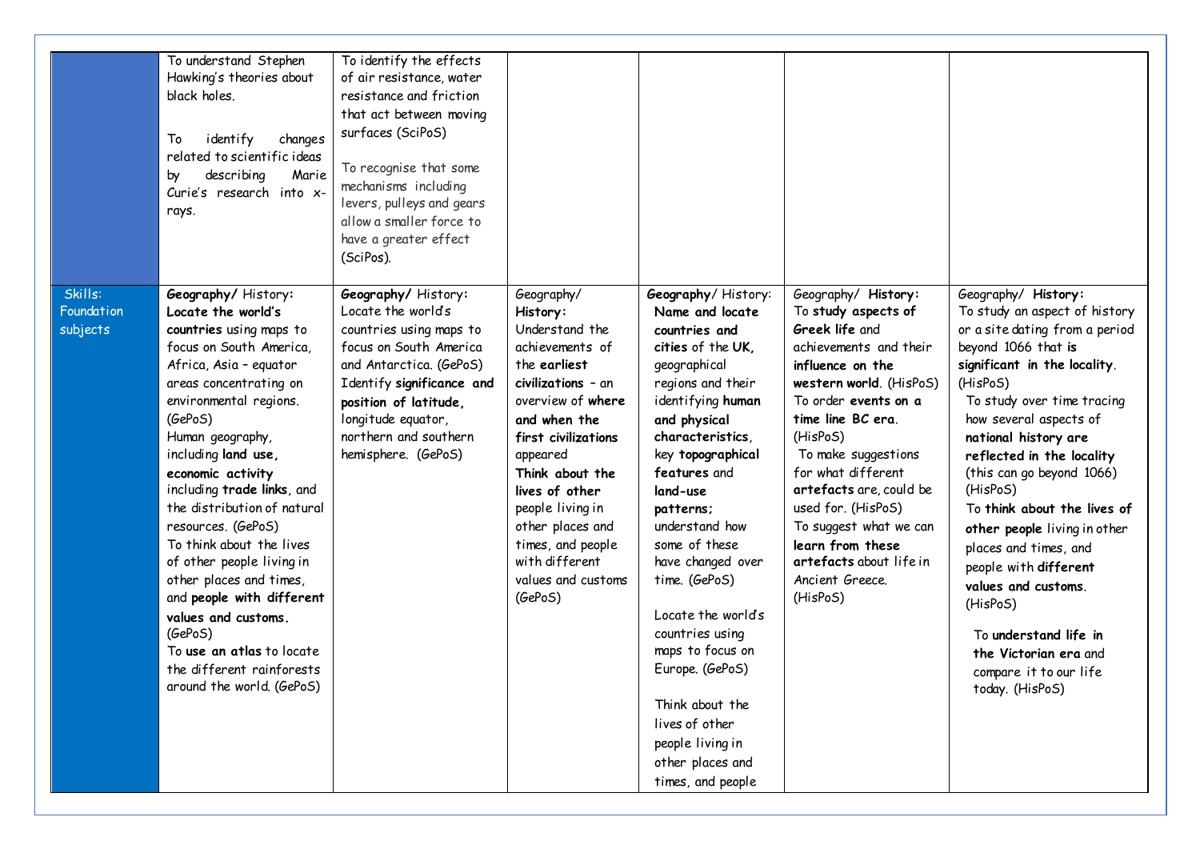|  |  |  |  |  |  |  |
|---|---|---|---|---|---|---|
|  | To understand Stephen Hawking's theories about black holes.<br><br>To identify changes related to scientific ideas by describing Marie Curie's research into x-rays. | To identify the effects of air resistance, water resistance and friction that act between moving surfaces (SciPoS)<br><br>To recognise that some mechanisms including levers, pulleys and gears allow a smaller force to have a greater effect (SciPos). |  |  |  |  |
| Skills: Foundation subjects | **Geography/** History:<br>**Locate the world's countries** using maps to focus on South America, Africa, Asia – equator areas concentrating on environmental regions. (GePoS)<br>Human geography, including **land use, economic activity** including **trade links**, and the distribution of natural resources. (GePoS)<br>To think about the lives of other people living in other places and times, and **people with different values and customs.** (GePoS)<br>To **use an atlas** to locate the different rainforests around the world. (GePoS) | **Geography/** History:<br>Locate the world's countries using maps to focus on South America and Antarctica. (GePoS)<br>Identify **significance and position of latitude,** longitude equator, northern and southern hemisphere. (GePoS) | Geography/ **History:**<br>Understand the achievements of the **earliest civilizations** – an overview of **where and when the first civilizations** appeared<br>**Think about the lives of other** people living in other places and times, and people with different values and customs (GePoS) | **Geography**/ History:<br>**Name and locate countries and cities** of the **UK,** geographical regions and their identifying **human and physical characteristics**, key **topographical features** and **land-use patterns;** understand how some of these have changed over time. (GePoS)<br><br>Locate the world's countries using maps to focus on Europe. (GePoS)<br><br>Think about the lives of other people living in other places and times, and people | Geography/ **History:**<br>To **study aspects of Greek life** and achievements and their **influence on the western world**. (HisPoS)<br>To order **events on a time line BC era**. (HisPoS)<br>To make suggestions for what different **artefacts** are, could be used for. (HisPoS)<br>To suggest what we can **learn from these artefacts** about life in Ancient Greece. (HisPoS) | Geography/ **History:**<br>To study an aspect of history or a site dating from a period beyond 1066 that **is significant in the locality**. (HisPoS)<br>To study over time tracing how several aspects of **national history are reflected in the locality** (this can go beyond 1066) (HisPoS)<br>To **think about the lives of other people** living in other places and times, and people with **different values and customs**. (HisPoS)<br><br>To **understand life in the Victorian era** and compare it to our life today. (HisPoS) |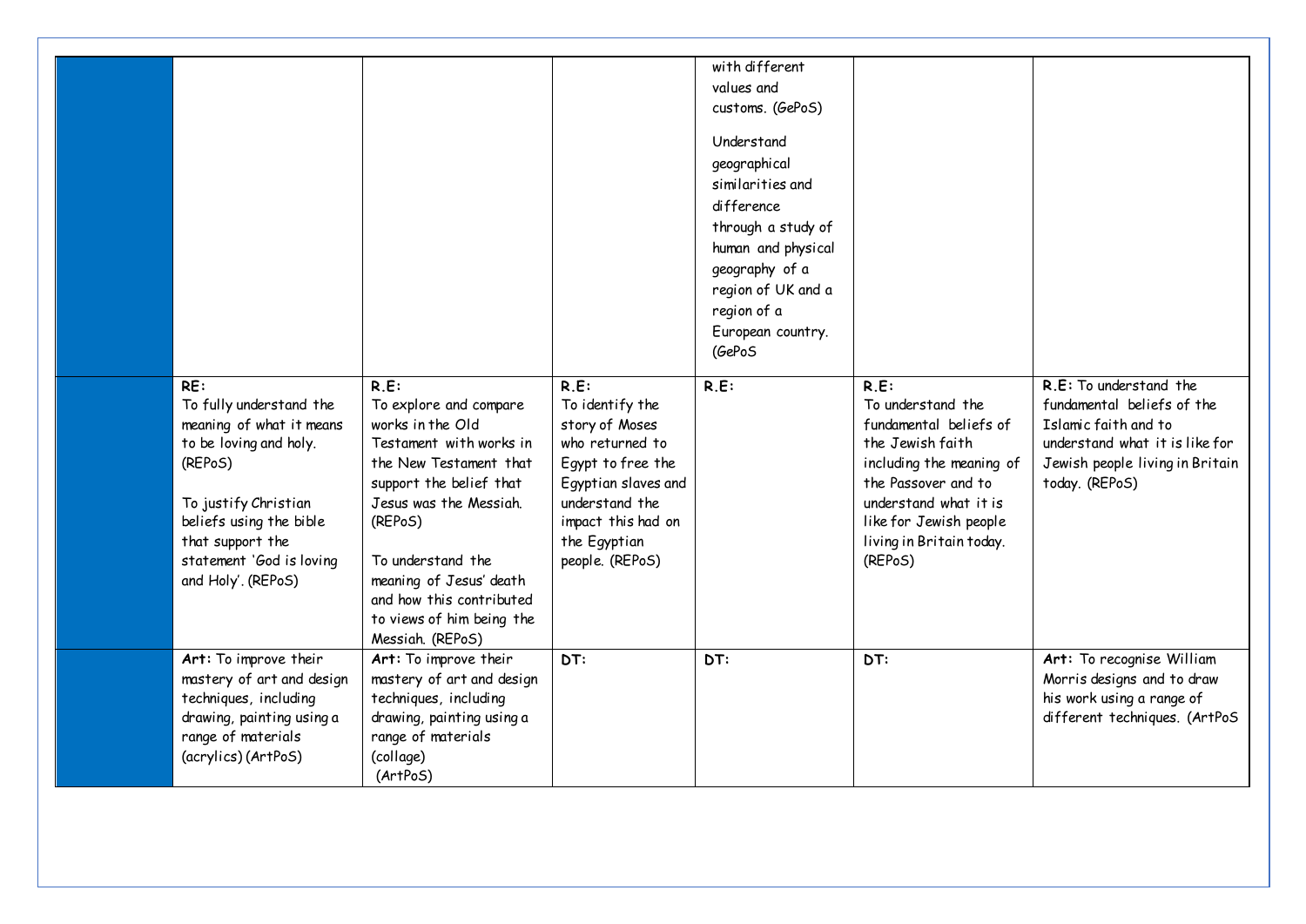| | | | | | | |
|---|---|---|---|---|---|---|
| | | | | with different values and customs. (GePoS)<br><br>Understand geographical similarities and difference through a study of human and physical geography of a region of UK and a region of a European country. (GePoS | | |
| | **RE:**<br>To fully understand the meaning of what it means to be loving and holy. (REPoS)<br><br>To justify Christian beliefs using the bible that support the statement 'God is loving and Holy'. (REPoS) | **R.E:**<br>To explore and compare works in the Old Testament with works in the New Testament that support the belief that Jesus was the Messiah. (REPoS)<br><br>To understand the meaning of Jesus' death and how this contributed to views of him being the Messiah. (REPoS) | **R.E:**<br>To identify the story of Moses who returned to Egypt to free the Egyptian slaves and understand the impact this had on the Egyptian people. (REPoS) | **R.E:** | **R.E:**<br>To understand the fundamental beliefs of the Jewish faith including the meaning of the Passover and to understand what it is like for Jewish people living in Britain today. (REPoS) | **R.E:** To understand the fundamental beliefs of the Islamic faith and to understand what it is like for Jewish people living in Britain today. (REPoS) |
| | **Art:** To improve their mastery of art and design techniques, including drawing, painting using a range of materials (acrylics) (ArtPoS) | **Art:** To improve their mastery of art and design techniques, including drawing, painting using a range of materials (collage) (ArtPoS) | **DT:** | **DT:** | **DT:** | **Art:** To recognise William Morris designs and to draw his work using a range of different techniques. (ArtPoS |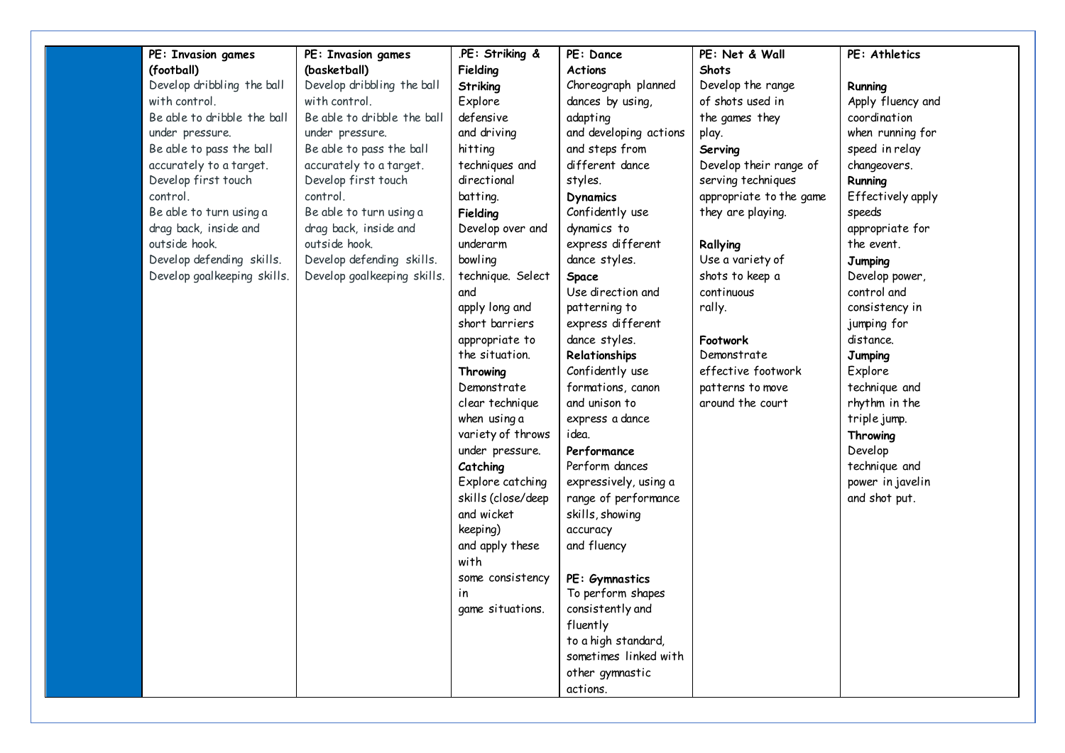|  | PE: Invasion games (football) | PE: Invasion games (basketball) | .PE: Striking & Fielding | PE: Dance | PE: Net & Wall | PE: Athletics |
|---|---|---|---|---|---|---|
|  | Develop dribbling the ball with control.<br>Be able to dribble the ball under pressure.<br>Be able to pass the ball accurately to a target.<br>Develop first touch control.<br>Be able to turn using a drag back, inside and outside hook.<br>Develop defending skills.<br>Develop goalkeeping skills. | Develop dribbling the ball with control.<br>Be able to dribble the ball under pressure.<br>Be able to pass the ball accurately to a target.<br>Develop first touch control.<br>Be able to turn using a drag back, inside and outside hook.<br>Develop defending skills.<br>Develop goalkeeping skills. | **Striking**<br>Explore defensive and driving hitting techniques and directional batting.<br>**Fielding**<br>Develop over and underarm bowling technique. Select and apply long and short barriers appropriate to the situation.<br>**Throwing**<br>Demonstrate clear technique when using a variety of throws under pressure.<br>**Catching**<br>Explore catching skills (close/deep and wicket keeping) and apply these with some consistency in game situations. | **Actions**<br>Choreograph planned dances by using, adapting and developing actions and steps from different dance styles.<br>**Dynamics**<br>Confidently use dynamics to express different dance styles.<br>**Space**<br>Use direction and patterning to express different dance styles.<br>**Relationships**<br>Confidently use formations, canon and unison to express a dance idea.<br>**Performance**<br>Perform dances expressively, using a range of performance skills, showing accuracy and fluency<br><br>**PE: Gymnastics**<br>To perform shapes consistently and fluently to a high standard, sometimes linked with other gymnastic actions. | **Shots**<br>Develop the range of shots used in the games they play.<br>**Serving**<br>Develop their range of serving techniques appropriate to the game they are playing.<br><br>**Rallying**<br>Use a variety of shots to keep a continuous rally.<br><br>**Footwork**<br>Demonstrate effective footwork patterns to move around the court | **Running**<br>Apply fluency and coordination when running for speed in relay changeovers.<br>**Running**<br>Effectively apply speeds appropriate for the event.<br>**Jumping**<br>Develop power, control and consistency in jumping for distance.<br>**Jumping**<br>Explore technique and rhythm in the triple jump.<br>**Throwing**<br>Develop technique and power in javelin and shot put. |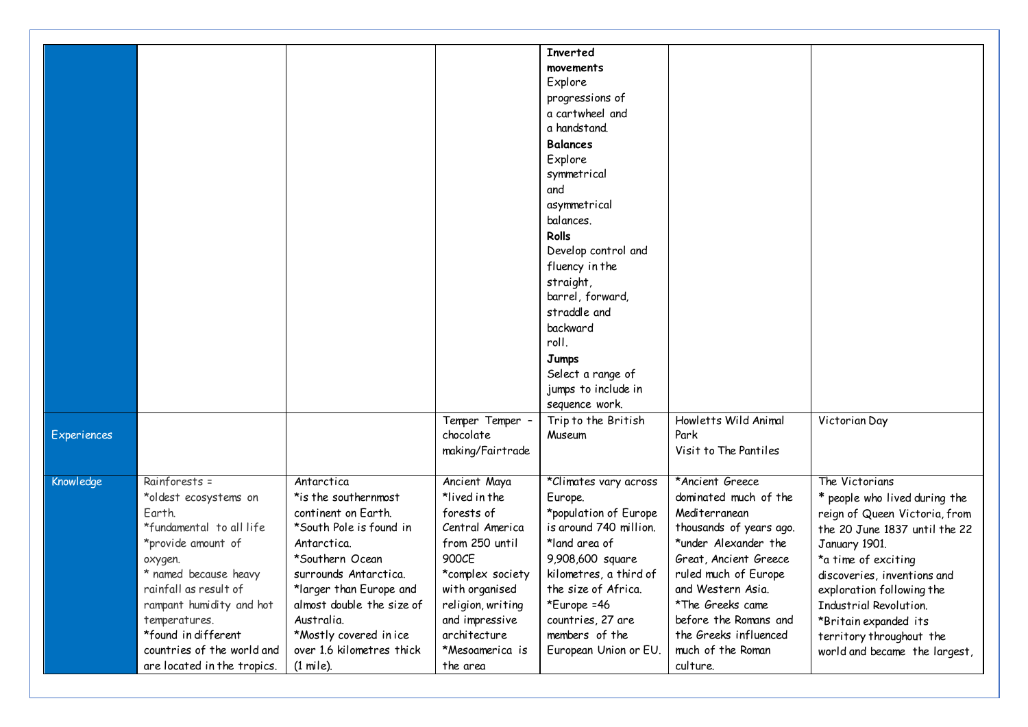| | | | | | | |
|---|---|---|---|---|---|---|
| | | | | **Inverted movements** Explore progressions of a cartwheel and a handstand. **Balances** Explore symmetrical and asymmetrical balances. **Rolls** Develop control and fluency in the straight, barrel, forward, straddle and backward roll. **Jumps** Select a range of jumps to include in sequence work. | | |
| Experiences | | | Temper Temper – chocolate making/Fairtrade | Trip to the British Museum | Howletts Wild Animal Park<br>Visit to The Pantiles | Victorian Day |
| Knowledge | Rainforests =<br>*oldest ecosystems on Earth.<br>*fundamental to all life<br>*provide amount of oxygen.<br>* named because heavy rainfall as result of rampant humidity and hot temperatures.<br>*found in different countries of the world and are located in the tropics. | Antarctica<br>*is the southernmost continent on Earth.<br>*South Pole is found in Antarctica.<br>*Southern Ocean surrounds Antarctica.<br>*larger than Europe and almost double the size of Australia.<br>*Mostly covered in ice over 1.6 kilometres thick (1 mile). | Ancient Maya<br>*lived in the forests of Central America from 250 until 900CE<br>*complex society with organised religion, writing and impressive architecture<br>*Mesoamerica is the area | *Climates vary across Europe.<br>*population of Europe is around 740 million.<br>*land area of 9,908,600 square kilometres, a third of the size of Africa.<br>*Europe =46 countries, 27 are members of the European Union or EU. | *Ancient Greece dominated much of the Mediterranean thousands of years ago.<br>*under Alexander the Great, Ancient Greece ruled much of Europe and Western Asia.<br>*The Greeks came before the Romans and the Greeks influenced much of the Roman culture. | The Victorians<br>* people who lived during the reign of Queen Victoria, from the 20 June 1837 until the 22 January 1901.<br>*a time of exciting discoveries, inventions and exploration following the Industrial Revolution.<br>*Britain expanded its territory throughout the world and became the largest, |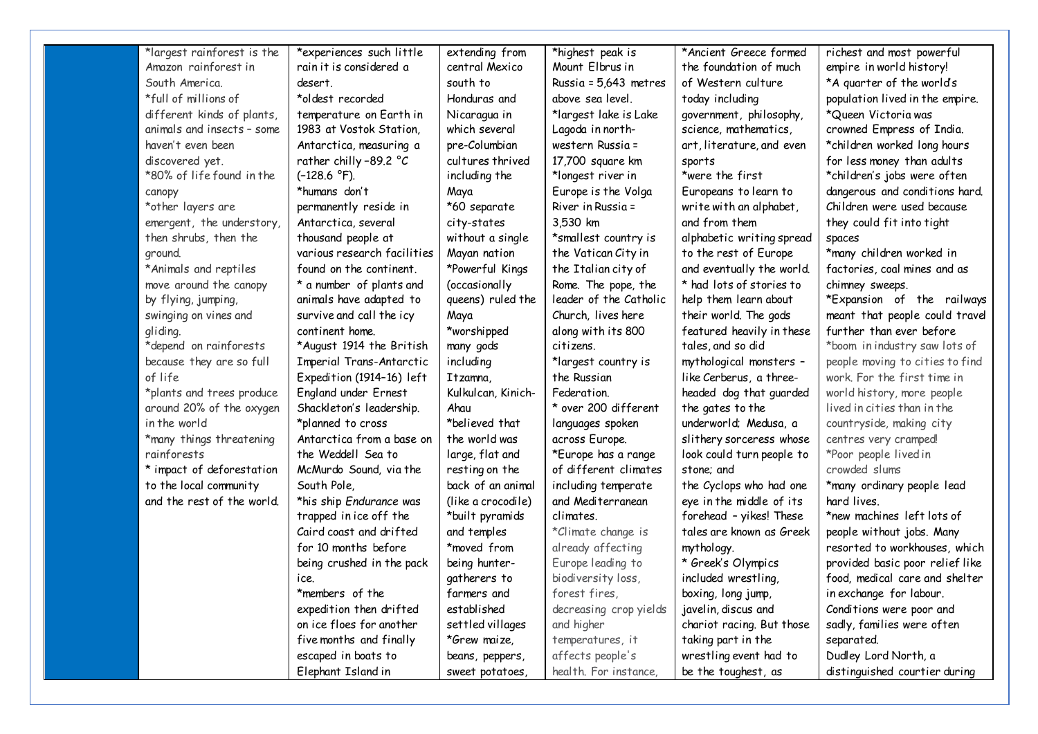| | | | | | | |
|---|---|---|---|---|---|---|
| | *largest rainforest is the Amazon rainforest in South America.<br>*full of millions of different kinds of plants, animals and insects – some haven't even been discovered yet.<br>*80% of life found in the canopy<br>*other layers are emergent, the understory, then shrubs, then the ground.<br>*Animals and reptiles move around the canopy by flying, jumping, swinging on vines and gliding.<br>*depend on rainforests because they are so full of life<br>*plants and trees produce around 20% of the oxygen in the world<br>*many things threatening rainforests<br>* impact of deforestation to the local community and the rest of the world. | *experiences such little rain it is considered a desert.<br>*oldest recorded temperature on Earth in 1983 at Vostok Station, Antarctica, measuring a rather chilly −89.2 °C (−128.6 °F).<br>*humans don't permanently reside in Antarctica, several thousand people at various research facilities found on the continent.<br>* a number of plants and animals have adapted to survive and call the icy continent home.<br>*August 1914 the British Imperial Trans-Antarctic Expedition (1914–16) left England under Ernest Shackleton's leadership.<br>*planned to cross Antarctica from a base on the Weddell Sea to McMurdo Sound, via the South Pole,<br>*his ship *Endurance* was trapped in ice off the Caird coast and drifted for 10 months before being crushed in the pack ice.<br>*members of the expedition then drifted on ice floes for another five months and finally escaped in boats to Elephant Island in | extending from central Mexico south to Honduras and Nicaragua in which several pre-Columbian cultures thrived including the Maya<br>*60 separate city-states without a single Mayan nation<br>*Powerful Kings (occasionally queens) ruled the Maya<br>*worshipped many gods including Itzamna, Kulkulcan, Kinich-Ahau<br>*believed that the world was large, flat and resting on the back of an animal (like a crocodile)<br>*built pyramids and temples<br>*moved from being hunter-gatherers to farmers and established settled villages<br>*Grew maize, beans, peppers, sweet potatoes, | *highest peak is Mount Elbrus in Russia = 5,643 metres above sea level.<br>*largest lake is Lake Lagoda in north-western Russia = 17,700 square km<br>*longest river in Europe is the Volga River in Russia = 3,530 km<br>*smallest country is the Vatican City in the Italian city of Rome. The pope, the leader of the Catholic Church, lives here along with its 800 citizens.<br>*largest country is the Russian Federation.<br>* over 200 different languages spoken across Europe.<br>*Europe has a range of different climates including temperate and Mediterranean climates.<br>*Climate change is already affecting Europe leading to biodiversity loss, forest fires, decreasing crop yields and higher temperatures, it affects people's health. For instance, | *Ancient Greece formed the foundation of much of Western culture today including government, philosophy, science, mathematics, art, literature, and even sports<br>*were the first Europeans to learn to write with an alphabet, and from them alphabetic writing spread to the rest of Europe and eventually the world.<br>* had lots of stories to help them learn about their world. The gods featured heavily in these tales, and so did mythological monsters – like Cerberus, a three-headed dog that guarded the gates to the underworld; Medusa, a slithery sorceress whose look could turn people to stone; and the Cyclops who had one eye in the middle of its forehead – yikes! These tales are known as Greek mythology.<br>* Greek's Olympics included wrestling, boxing, long jump, javelin, discus and chariot racing. But those taking part in the wrestling event had to be the toughest, as | richest and most powerful empire in world history!<br>*A quarter of the world's population lived in the empire.<br>*Queen Victoria was crowned Empress of India.<br>*children worked long hours for less money than adults<br>*children's jobs were often dangerous and conditions hard. Children were used because they could fit into tight spaces<br>*many children worked in factories, coal mines and as chimney sweeps.<br>*Expansion of the railways meant that people could travel further than ever before<br>*boom in industry saw lots of people moving to cities to find work. For the first time in world history, more people lived in cities than in the countryside, making city centres very cramped!<br>*Poor people lived in crowded slums<br>*many ordinary people lead hard lives.<br>*new machines left lots of people without jobs. Many resorted to workhouses, which provided basic poor relief like food, medical care and shelter in exchange for labour. Conditions were poor and sadly, families were often separated.<br>Dudley Lord North, a distinguished courtier during |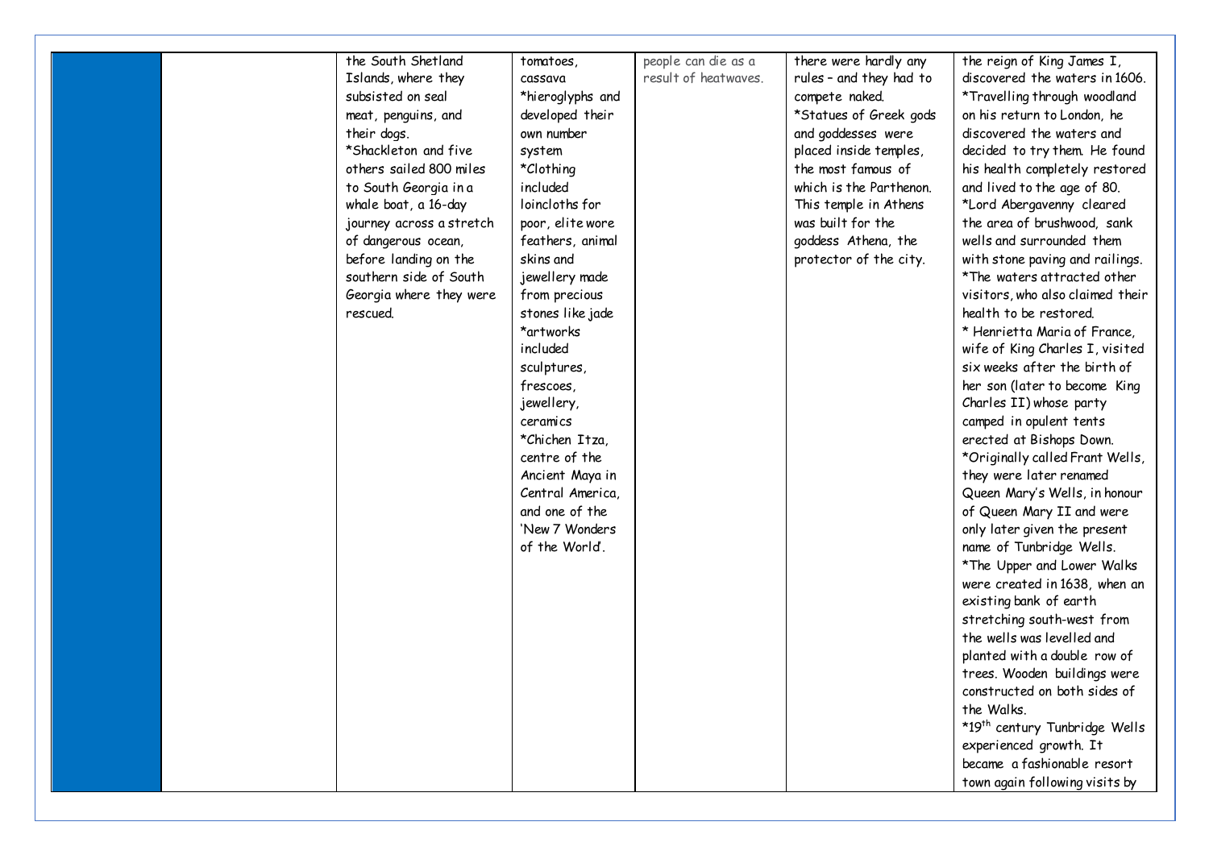|  |  | the South Shetland Islands, where they subsisted on seal meat, penguins, and their dogs.<br>*Shackleton and five others sailed 800 miles to South Georgia in a whale boat, a 16-day journey across a stretch of dangerous ocean, before landing on the southern side of South Georgia where they were rescued. | tomatoes, cassava<br>*hieroglyphs and developed their own number system<br>*Clothing included loincloths for poor, elite wore feathers, animal skins and jewellery made from precious stones like jade<br>*artworks included sculptures, frescoes, jewellery, ceramics<br>*Chichen Itza, centre of the Ancient Maya in Central America, and one of the 'New 7 Wonders of the World'. | people can die as a result of heatwaves. | there were hardly any rules – and they had to compete naked.<br>*Statues of Greek gods and goddesses were placed inside temples, the most famous of which is the Parthenon. This temple in Athens was built for the goddess Athena, the protector of the city. | the reign of King James I, discovered the waters in 1606.<br>*Travelling through woodland on his return to London, he discovered the waters and decided to try them. He found his health completely restored and lived to the age of 80.<br>*Lord Abergavenny cleared the area of brushwood, sank wells and surrounded them with stone paving and railings.<br>*The waters attracted other visitors, who also claimed their health to be restored.<br>* Henrietta Maria of France, wife of King Charles I, visited six weeks after the birth of her son (later to become King Charles II) whose party camped in opulent tents erected at Bishops Down.<br>*Originally called Frant Wells, they were later renamed Queen Mary's Wells, in honour of Queen Mary II and were only later given the present name of Tunbridge Wells.<br>*The Upper and Lower Walks were created in 1638, when an existing bank of earth stretching south-west from the wells was levelled and planted with a double row of trees. Wooden buildings were constructed on both sides of the Walks.<br>*19th century Tunbridge Wells experienced growth. It became a fashionable resort town again following visits by |
|---|---|---|---|---|---|---|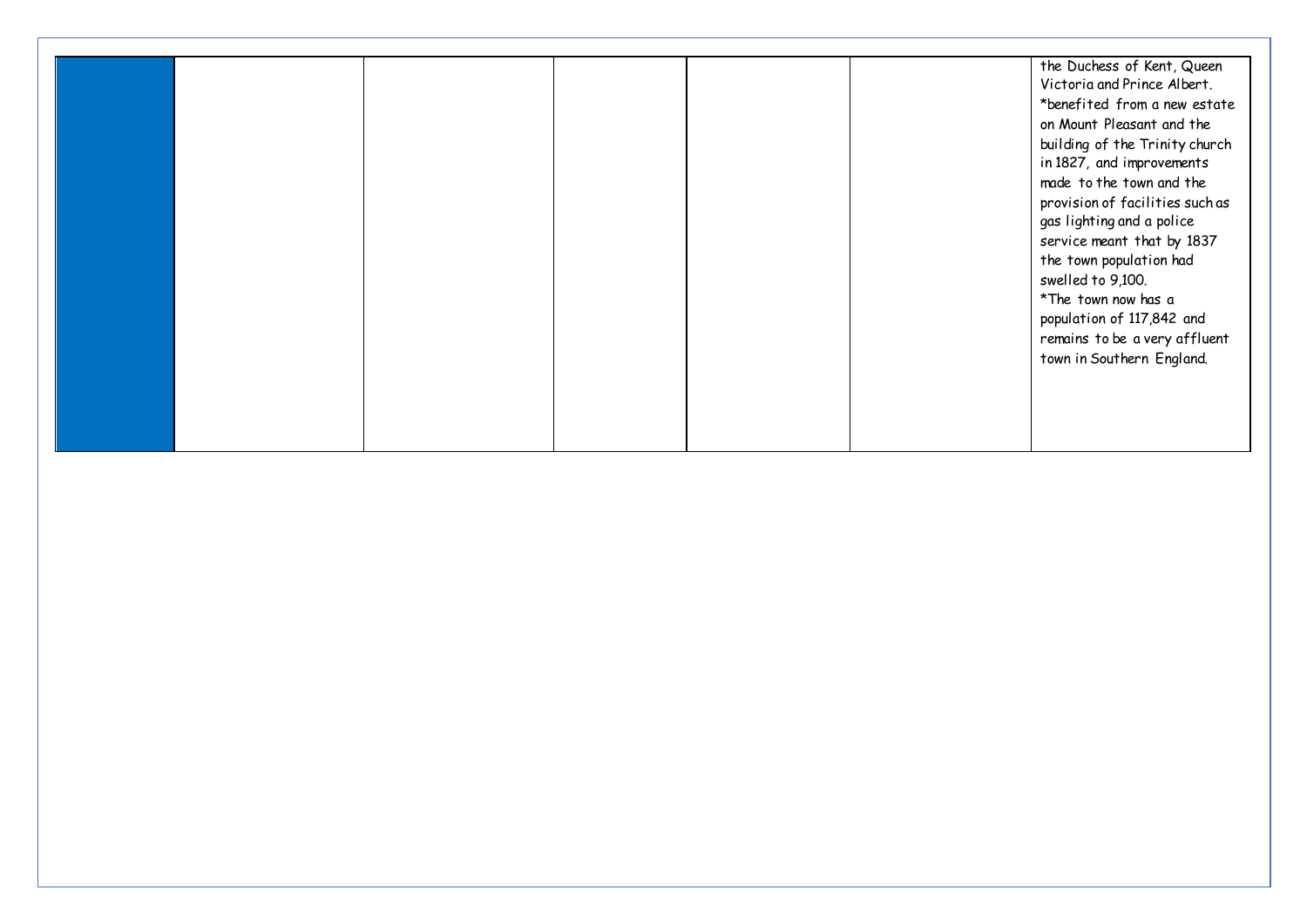| | | | | | | |
|---|---|---|---|---|---|---|
| | | | | | | the Duchess of Kent, Queen Victoria and Prince Albert.<br>*benefited from a new estate on Mount Pleasant and the building of the Trinity church in 1827, and improvements made to the town and the provision of facilities such as gas lighting and a police service meant that by 1837 the town population had swelled to 9,100.<br>*The town now has a population of 117,842 and remains to be a very affluent town in Southern England. |